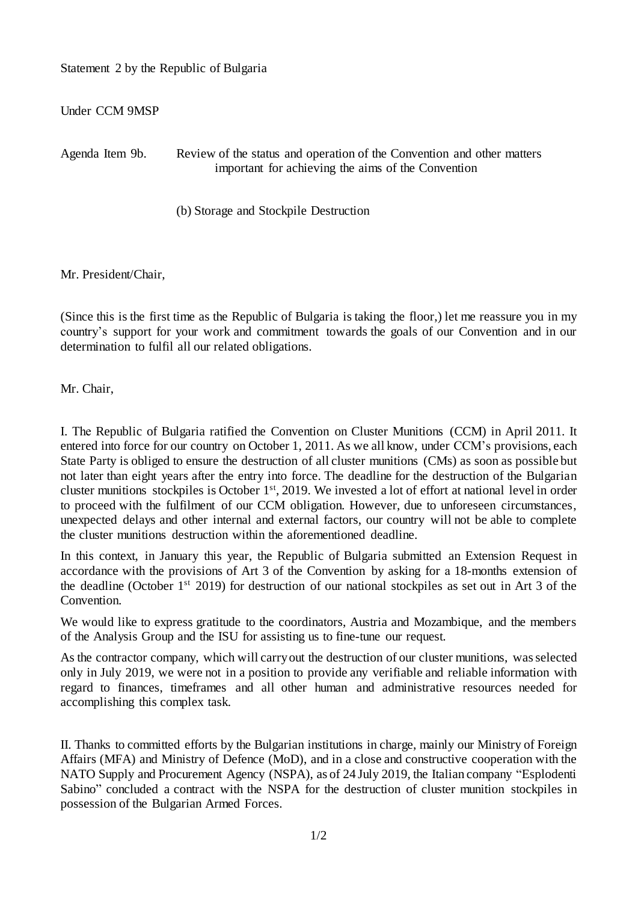Statement 2 by the Republic of Bulgaria

Under CCM 9MSP

Agenda Item 9b. Review of the status and operation of the Convention and other matters important for achieving the aims of the Convention

(b) Storage and Stockpile Destruction

Mr. President/Chair,

(Since this is the first time as the Republic of Bulgaria is taking the floor,) let me reassure you in my country's support for your work and commitment towards the goals of our Convention and in our determination to fulfil all our related obligations.

Mr. Chair,

I. The Republic of Bulgaria ratified the Convention on Cluster Munitions (CCM) in April 2011. It entered into force for our country on October 1, 2011. As we all know, under CCM's provisions, each State Party is obliged to ensure the destruction of all cluster munitions (CMs) as soon as possible but not later than eight years after the entry into force. The deadline for the destruction of the Bulgarian cluster munitions stockpiles is October 1st, 2019. We invested a lot of effort at national level in order to proceed with the fulfilment of our CCM obligation. However, due to unforeseen circumstances, unexpected delays and other internal and external factors, our country will not be able to complete the cluster munitions destruction within the aforementioned deadline.

In this context, in January this year, the Republic of Bulgaria submitted an Extension Request in accordance with the provisions of Art 3 of the Convention by asking for a 18-months extension of the deadline (October 1st 2019) for destruction of our national stockpiles as set out in Art 3 of the Convention.

We would like to express gratitude to the coordinators, Austria and Mozambique, and the members of the Analysis Group and the ISU for assisting us to fine-tune our request.

As the contractor company, which will carry out the destruction of our cluster munitions, was selected only in July 2019, we were not in a position to provide any verifiable and reliable information with regard to finances, timeframes and all other human and administrative resources needed for accomplishing this complex task.

II. Thanks to committed efforts by the Bulgarian institutions in charge, mainly our Ministry of Foreign Affairs (MFA) and Ministry of Defence (MoD), and in a close and constructive cooperation with the NATO Supply and Procurement Agency (NSPA), as of 24 July 2019, the Italian company "Esplodenti Sabino" concluded a contract with the NSPA for the destruction of cluster munition stockpiles in possession of the Bulgarian Armed Forces.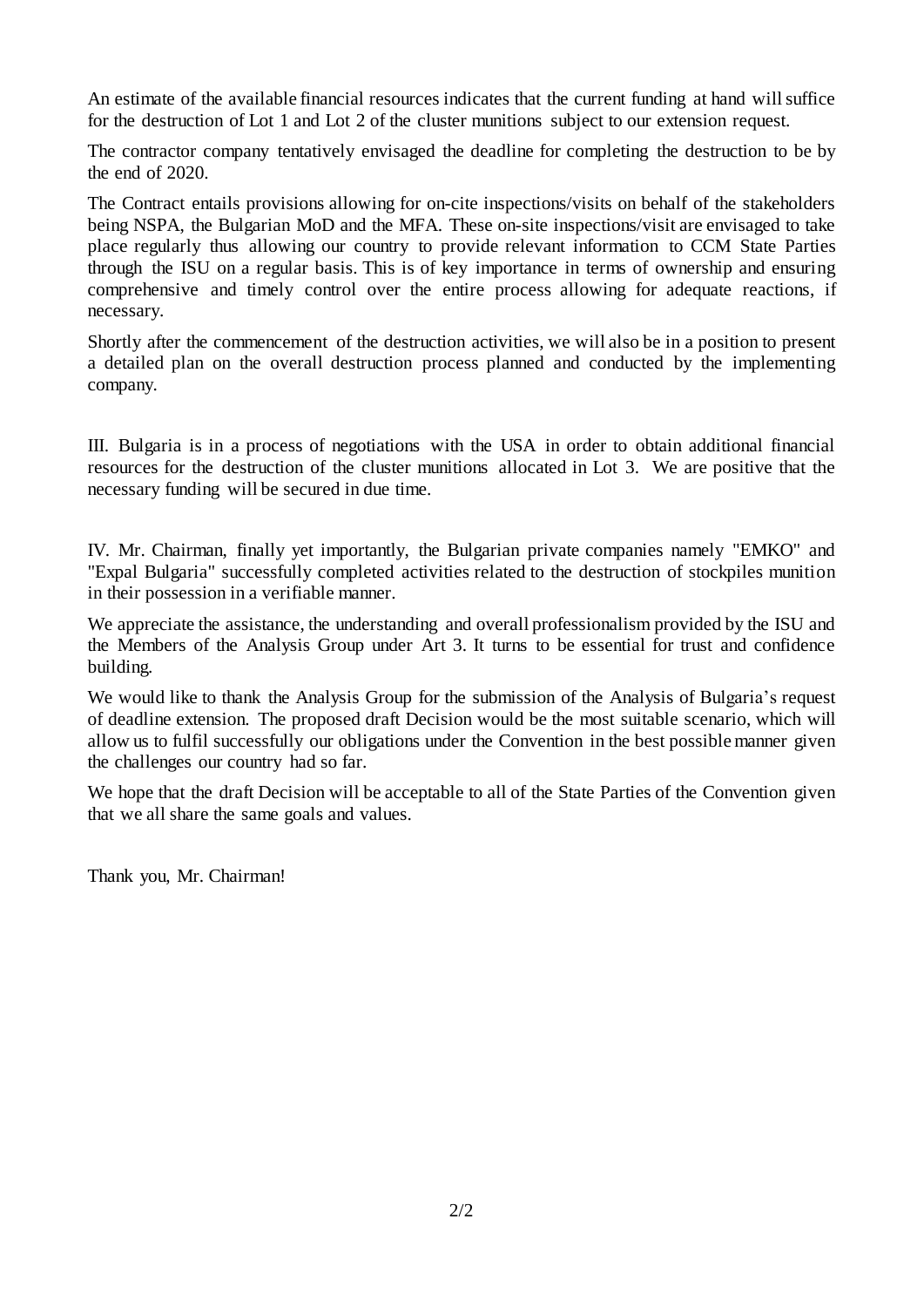An estimate of the available financial resources indicates that the current funding at hand will suffice for the destruction of Lot 1 and Lot 2 of the cluster munitions subject to our extension request.

The contractor company tentatively envisaged the deadline for completing the destruction to be by the end of 2020.

The Contract entails provisions allowing for on-cite inspections/visits on behalf of the stakeholders being NSPA, the Bulgarian MoD and the MFA. These on-site inspections/visit are envisaged to take place regularly thus allowing our country to provide relevant information to CCM State Parties through the ISU on a regular basis. This is of key importance in terms of ownership and ensuring comprehensive and timely control over the entire process allowing for adequate reactions, if necessary.

Shortly after the commencement of the destruction activities, we will also be in a position to present a detailed plan on the overall destruction process planned and conducted by the implementing company.

III. Bulgaria is in a process of negotiations with the USA in order to obtain additional financial resources for the destruction of the cluster munitions allocated in Lot 3. We are positive that the necessary funding will be secured in due time.

IV. Mr. Chairman, finally yet importantly, the Bulgarian private companies namely "EMKO" and "Expal Bulgaria" successfully completed activities related to the destruction of stockpiles munition in their possession in a verifiable manner.

We appreciate the assistance, the understanding and overall professionalism provided by the ISU and the Members of the Analysis Group under Art 3. It turns to be essential for trust and confidence building.

We would like to thank the Analysis Group for the submission of the Analysis of Bulgaria's request of deadline extension. The proposed draft Decision would be the most suitable scenario, which will allow us to fulfil successfully our obligations under the Convention in the best possible manner given the challenges our country had so far.

We hope that the draft Decision will be acceptable to all of the State Parties of the Convention given that we all share the same goals and values.

Thank you, Mr. Chairman!